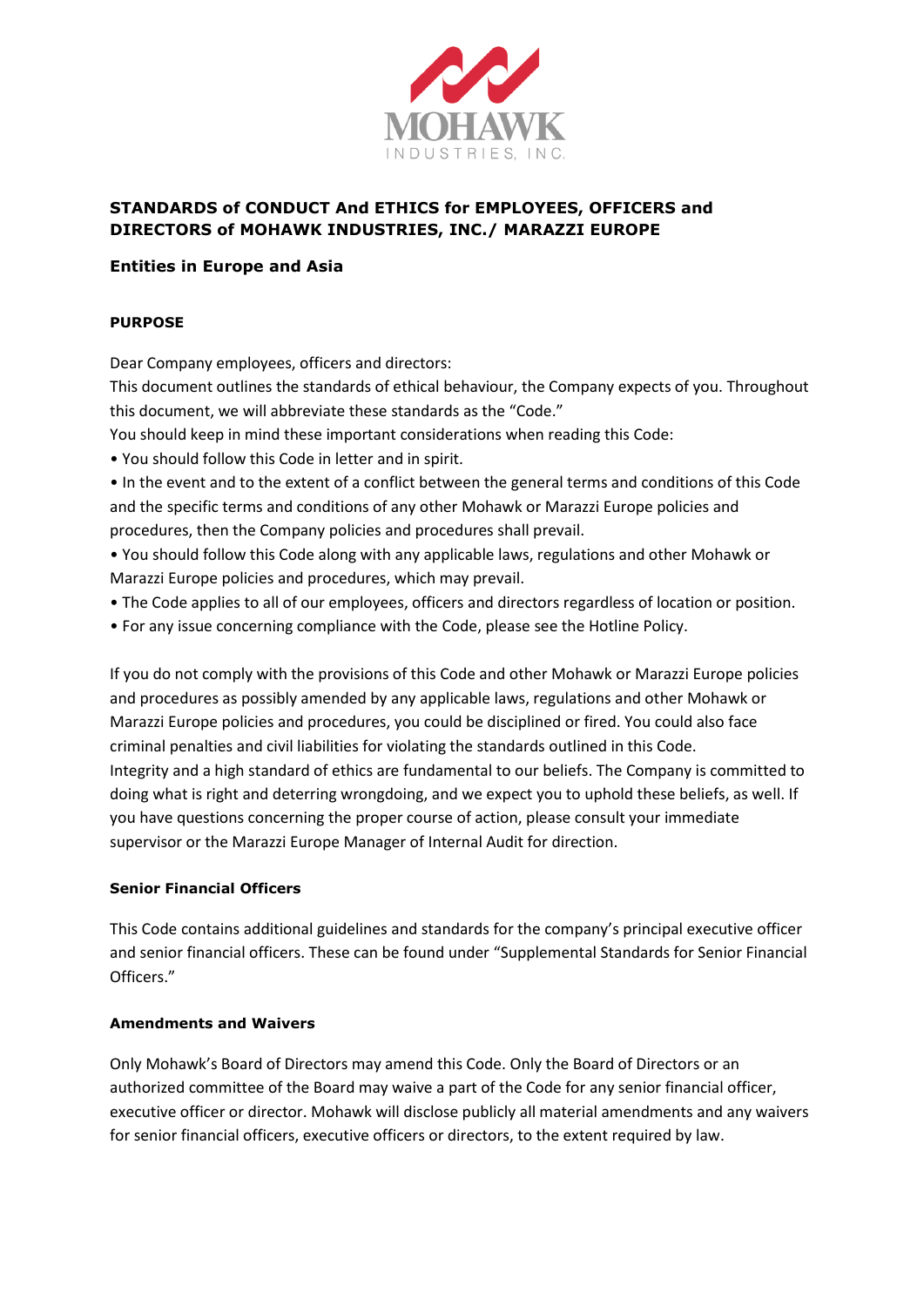# STANDARDS of CONDUCT And ETHICS for EMPLOYEES, OFFICERS and DIRECTORS of MOHAWK INDUSTRIES, INC./ MARAZZI EUROPE

## Entities in Europe and Asia

### PURPOSE

Dear Company employees, officers and directors:

This document outlines the standards of ethical behaviour, the Company expects of you. Throughout this document, we will abbreviate these standards as the "Code."

You should keep in mind these important considerations when reading this Code:

- You should follow this Code in letter and in spirit.
- In the event and to the extent of a conflict between the general terms and conditions of this Code and the specific terms and conditions of any other Mohawk or Marazzi Europe policies and procedures, then the Company policies and procedures shall prevail.
- You should follow this Code along with any applicable laws, regulations and other Mohawk or Marazzi Europe policies and procedures, which may prevail.
- The Code applies to all of our employees, officers and directors regardless of location or position.
- For any issue concerning compliance with the Code, please see the Hotline Policy.

If you do not comply with the provisions of this Code and other Mohawk or Marazzi Europe policies and procedures as possibly amended by any applicable laws, regulations and other Mohawk or Marazzi Europe policies and procedures, you could be disciplined or fired. You could also face criminal penalties and civil liabilities for violating the standards outlined in this Code.

Integrity and a high standard of ethics are fundamental to our beliefs. The Company is committed to doing what is right and deterring wrongdoing, and we expect you to uphold these beliefs, as well. If you have questions concerning the proper course of action, please consult your immediate supervisor or the Marazzi Europe Manager of Internal Audit for direction.

### Senior Financial Officers

This Code contains additional guidelines and standards for the company's principal executive officer and senior financial officers. These can be found under "Supplemental Standards for Senior Financial Officers."

### Amendments and Waivers

Only Mohawk's Board of Directors may amend this Code. Only the Board of Directors or an authorized committee of the Board may waive a part of the Code for any senior financial officer, executive officer or director. Mohawk will disclose publicly all material amendments and any waivers for senior financial officers, executive officers or directors, to the extent required by law.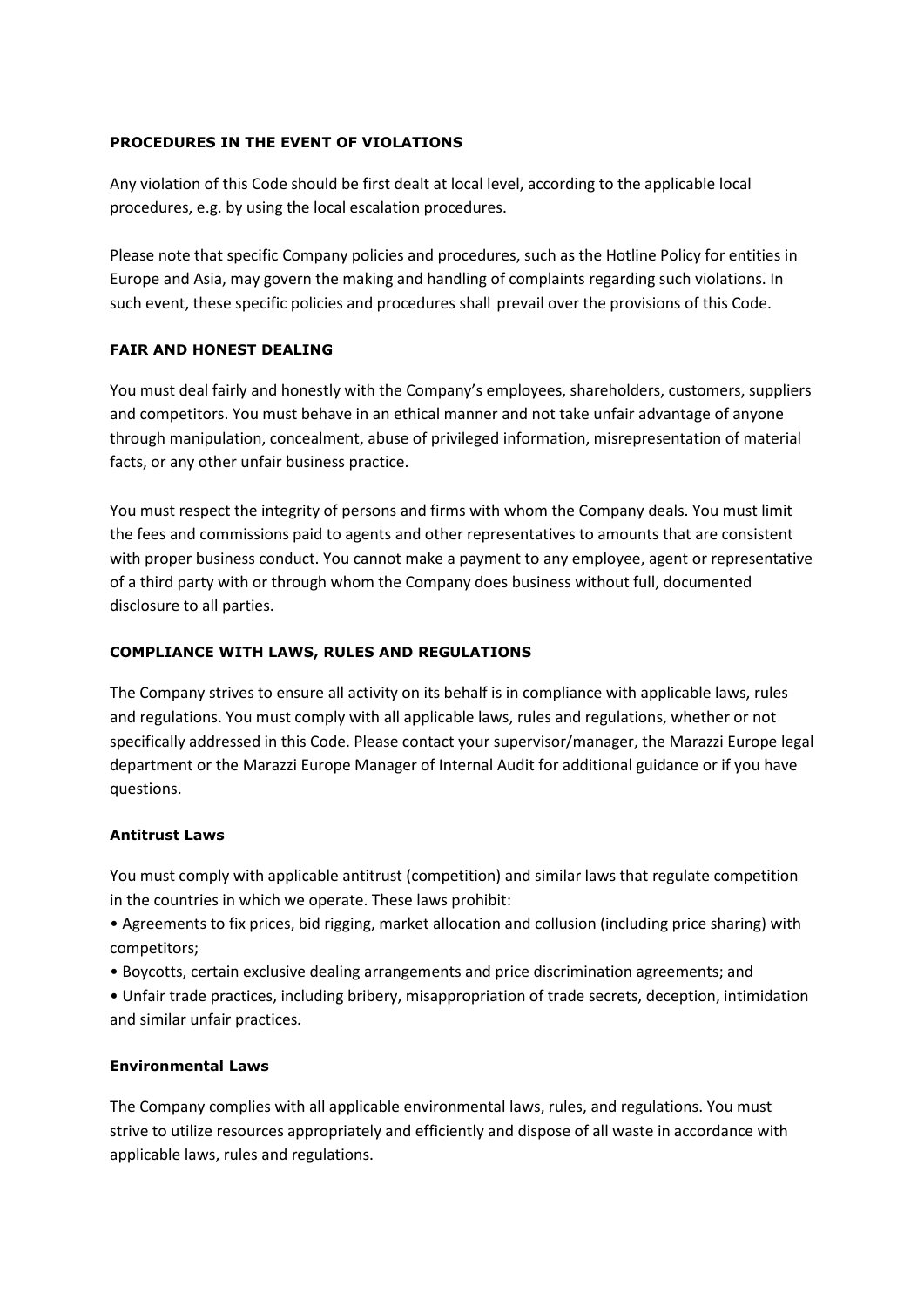## PROCEDURES IN THE EVENT OF VIOLATIONS

Any violation of this Code should be first dealt at local level, according to the applicable local procedures, e.g. by using the local escalation procedures.

Please note that specific Company policies and procedures, such as the Hotline Policy for entities in Europe and Asia, may govern the making and handling of complaints regarding such violations. In such event, these specific policies and procedures shall prevail over the provisions of this Code.

## FAIR AND HONEST DEALING

You must deal fairly and honestly with the Company's employees, shareholders, customers, suppliers and competitors. You must behave in an ethical manner and not take unfair advantage of anyone through manipulation, concealment, abuse of privileged information, misrepresentation of material facts, or any other unfair business practice.

You must respect the integrity of persons and firms with whom the Company deals. You must limit the fees and commissions paid to agents and other representatives to amounts that are consistent with proper business conduct. You cannot make a payment to any employee, agent or representative of a third party with or through whom the Company does business without full, documented disclosure to all parties.

## COMPLIANCE WITH LAWS, RULES AND REGULATIONS

The Company strives to ensure all activity on its behalf is in compliance with applicable laws, rules and regulations. You must comply with all applicable laws, rules and regulations, whether or not specifically addressed in this Code. Please contact your supervisor/manager, the Marazzi Europe legal department or the Marazzi Europe Manager of Internal Audit for additional guidance or if you have questions.

### Antitrust Laws

You must comply with applicable antitrust (competition) and similar laws that regulate competition in the countries in which we operate. These laws prohibit:

- Agreements to fix prices, bid rigging, market allocation and collusion (including price sharing) with competitors;
- Boycotts, certain exclusive dealing arrangements and price discrimination agreements; and
- Unfair trade practices, including bribery, misappropriation of trade secrets, deception, intimidation and similar unfair practices.

### Environmental Laws

The Company complies with all applicable environmental laws, rules, and regulations. You must strive to utilize resources appropriately and efficiently and dispose of all waste in accordance with applicable laws, rules and regulations.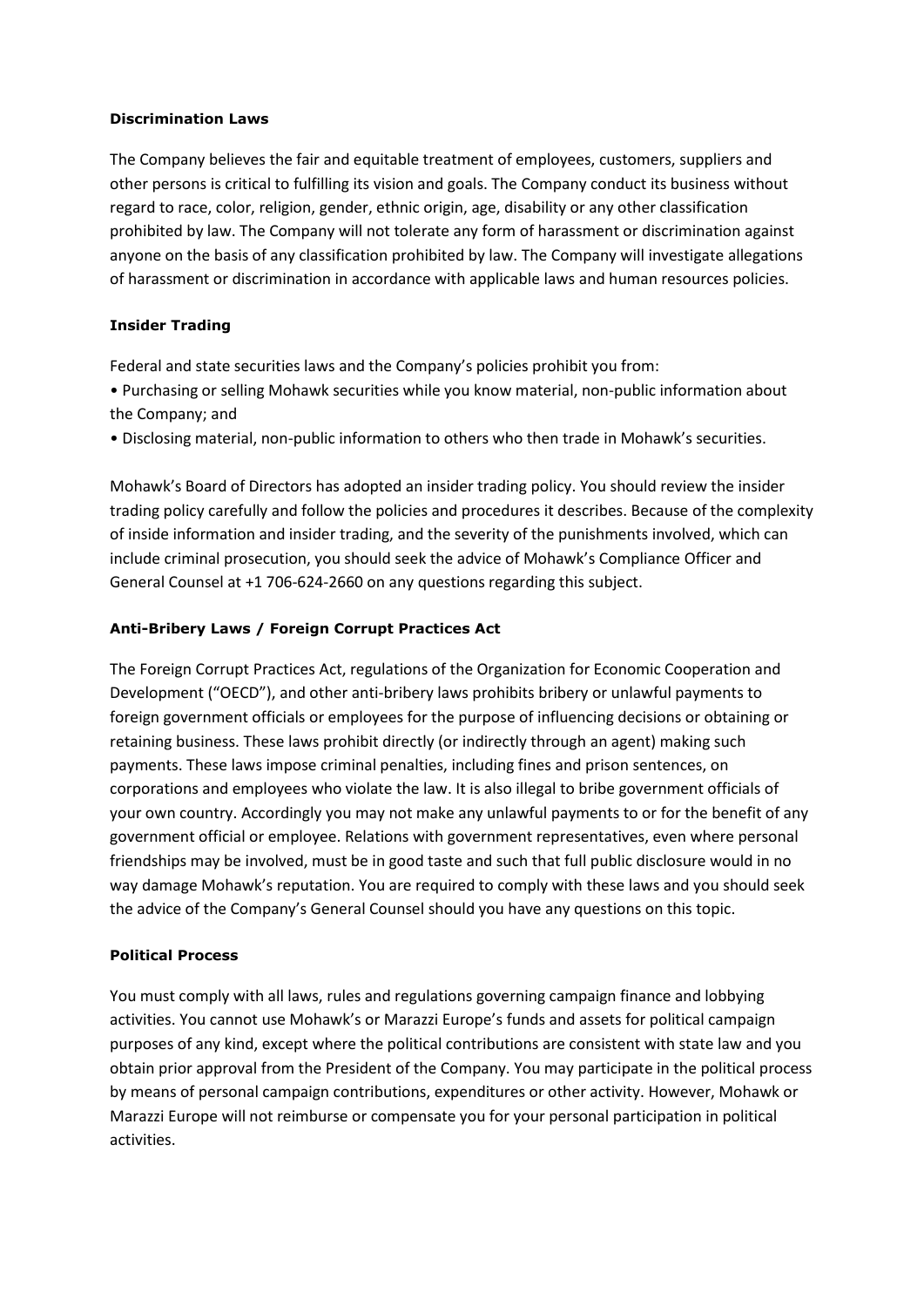**Discrimination Laws**

The Company believes the fair and equitable treatment of employees, customers, suppliers and other persons is critical to fulfilling its vision and goals. The Company conduct its business without regard to race, color, religion, gender, ethnic origin, age, disability or any other classification prohibited by law. The Company will not tolerate any form of harassment or discrimination against anyone on the basis of any classification prohibited by law. The Company will investigate allegations of harassment or discrimination in accordance with applicable laws and human resources policies.

**Insider Trading**

Federal and state securities laws and the Company's policies prohibit you from:

- Purchasing or selling Mohawk securities while you know material, non-public information about the Company; and
- Disclosing material, non-public information to others who then trade in Mohawk's securities.

Mohawk's Board of Directors has adopted an insider trading policy. You should review the insider trading policy carefully and follow the policies and procedures it describes. Because of the complexity of inside information and insider trading, and the severity of the punishments involved, which can include criminal prosecution, you should seek the advice of Mohawk's Compliance Officer and General Counsel at +1 706-624-2660 on any questions regarding this subject.

**Anti-Bribery Laws / Foreign Corrupt Practices Act**

The Foreign Corrupt Practices Act, regulations of the Organization for Economic Cooperation and Development ("OECD"), and other anti-bribery laws prohibits bribery or unlawful payments to foreign government officials or employees for the purpose of influencing decisions or obtaining or retaining business. These laws prohibit directly (or indirectly through an agent) making such payments. These laws impose criminal penalties, including fines and prison sentences, on corporations and employees who violate the law. It is also illegal to bribe government officials of your own country. Accordingly you may not make any unlawful payments to or for the benefit of any government official or employee. Relations with government representatives, even where personal friendships may be involved, must be in good taste and such that full public disclosure would in no way damage Mohawk's reputation. You are required to comply with these laws and you should seek the advice of the Company's General Counsel should you have any questions on this topic.

**Political Process**

You must comply with all laws, rules and regulations governing campaign finance and lobbying activities. You cannot use Mohawk's or Marazzi Europe's funds and assets for political campaign purposes of any kind, except where the political contributions are consistent with state law and you obtain prior approval from the President of the Company. You may participate in the political process by means of personal campaign contributions, expenditures or other activity. However, Mohawk or Marazzi Europe will not reimburse or compensate you for your personal participation in political activities.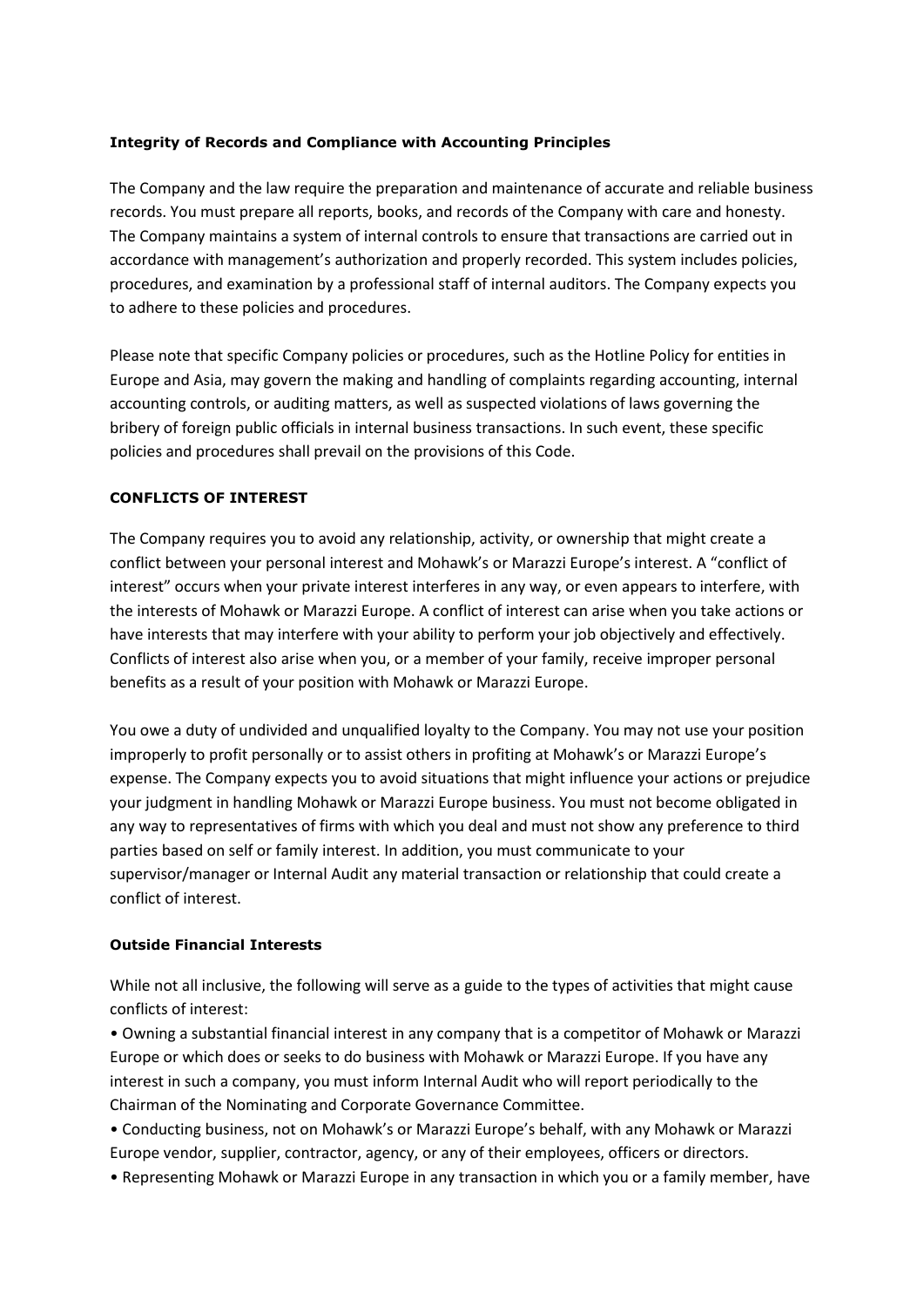**Integrity of Records and Compliance with Accounting Principles**

The Company and the law require the preparation and maintenance of accurate and reliable business records. You must prepare all reports, books, and records of the Company with care and honesty. The Company maintains a system of internal controls to ensure that transactions are carried out in accordance with management's authorization and properly recorded. This system includes policies, procedures, and examination by a professional staff of internal auditors. The Company expects you to adhere to these policies and procedures.

Please note that specific Company policies or procedures, such as the Hotline Policy for entities in Europe and Asia, may govern the making and handling of complaints regarding accounting, internal accounting controls, or auditing matters, as well as suspected violations of laws governing the bribery of foreign public officials in internal business transactions. In such event, these specific policies and procedures shall prevail on the provisions of this Code.

**CONFLICTS OF INTEREST**

The Company requires you to avoid any relationship, activity, or ownership that might create a conflict between your personal interest and Mohawk's or Marazzi Europe's interest. A "conflict of interest" occurs when your private interest interferes in any way, or even appears to interfere, with the interests of Mohawk or Marazzi Europe. A conflict of interest can arise when you take actions or have interests that may interfere with your ability to perform your job objectively and effectively. Conflicts of interest also arise when you, or a member of your family, receive improper personal benefits as a result of your position with Mohawk or Marazzi Europe.

You owe a duty of undivided and unqualified loyalty to the Company. You may not use your position improperly to profit personally or to assist others in profiting at Mohawk's or Marazzi Europe's expense. The Company expects you to avoid situations that might influence your actions or prejudice your judgment in handling Mohawk or Marazzi Europe business. You must not become obligated in any way to representatives of firms with which you deal and must not show any preference to third parties based on self or family interest. In addition, you must communicate to your supervisor/manager or Internal Audit any material transaction or relationship that could create a conflict of interest.

**Outside Financial Interests**

While not all inclusive, the following will serve as a guide to the types of activities that might cause conflicts of interest:

- Owning a substantial financial interest in any company that is a competitor of Mohawk or Marazzi Europe or which does or seeks to do business with Mohawk or Marazzi Europe. If you have any interest in such a company, you must inform Internal Audit who will report periodically to the Chairman of the Nominating and Corporate Governance Committee.
- Conducting business, not on Mohawk's or Marazzi Europe's behalf, with any Mohawk or Marazzi Europe vendor, supplier, contractor, agency, or any of their employees, officers or directors.
- Representing Mohawk or Marazzi Europe in any transaction in which you or a family member, have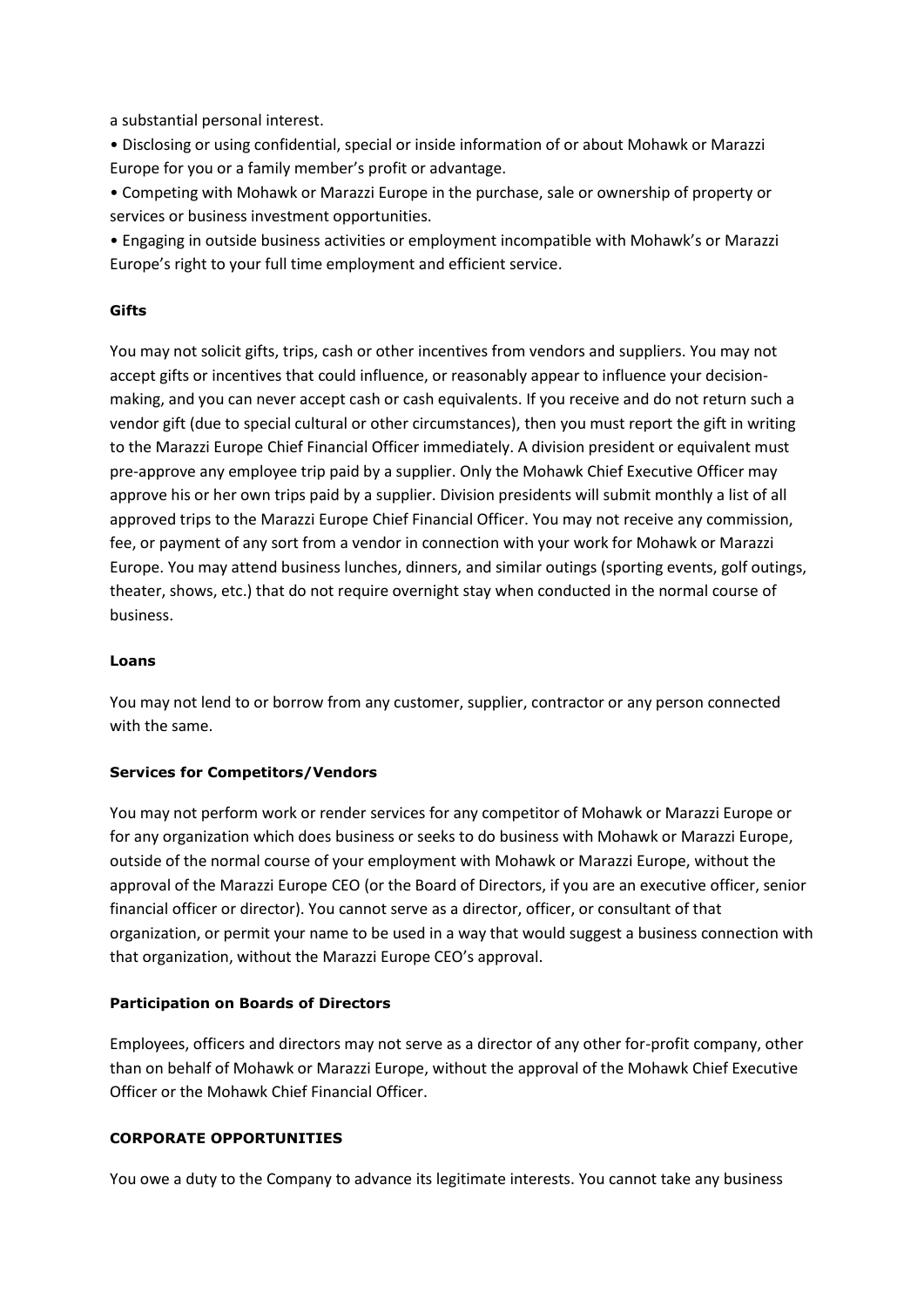a substantial personal interest.

- Disclosing or using confidential, special or inside information of or about Mohawk or Marazzi Europe for you or a family member's profit or advantage.
- Competing with Mohawk or Marazzi Europe in the purchase, sale or ownership of property or services or business investment opportunities.
- Engaging in outside business activities or employment incompatible with Mohawk's or Marazzi Europe's right to your full time employment and efficient service.

**Gifts**

You may not solicit gifts, trips, cash or other incentives from vendors and suppliers. You may not accept gifts or incentives that could influence, or reasonably appear to influence your decision-making, and you can never accept cash or cash equivalents. If you receive and do not return such a vendor gift (due to special cultural or other circumstances), then you must report the gift in writing to the Marazzi Europe Chief Financial Officer immediately. A division president or equivalent must pre-approve any employee trip paid by a supplier. Only the Mohawk Chief Executive Officer may approve his or her own trips paid by a supplier. Division presidents will submit monthly a list of all approved trips to the Marazzi Europe Chief Financial Officer. You may not receive any commission, fee, or payment of any sort from a vendor in connection with your work for Mohawk or Marazzi Europe. You may attend business lunches, dinners, and similar outings (sporting events, golf outings, theater, shows, etc.) that do not require overnight stay when conducted in the normal course of business.

**Loans**

You may not lend to or borrow from any customer, supplier, contractor or any person connected with the same.

**Services for Competitors/Vendors**

You may not perform work or render services for any competitor of Mohawk or Marazzi Europe or for any organization which does business or seeks to do business with Mohawk or Marazzi Europe, outside of the normal course of your employment with Mohawk or Marazzi Europe, without the approval of the Marazzi Europe CEO (or the Board of Directors, if you are an executive officer, senior financial officer or director). You cannot serve as a director, officer, or consultant of that organization, or permit your name to be used in a way that would suggest a business connection with that organization, without the Marazzi Europe CEO's approval.

**Participation on Boards of Directors**

Employees, officers and directors may not serve as a director of any other for-profit company, other than on behalf of Mohawk or Marazzi Europe, without the approval of the Mohawk Chief Executive Officer or the Mohawk Chief Financial Officer.

**CORPORATE OPPORTUNITIES**

You owe a duty to the Company to advance its legitimate interests. You cannot take any business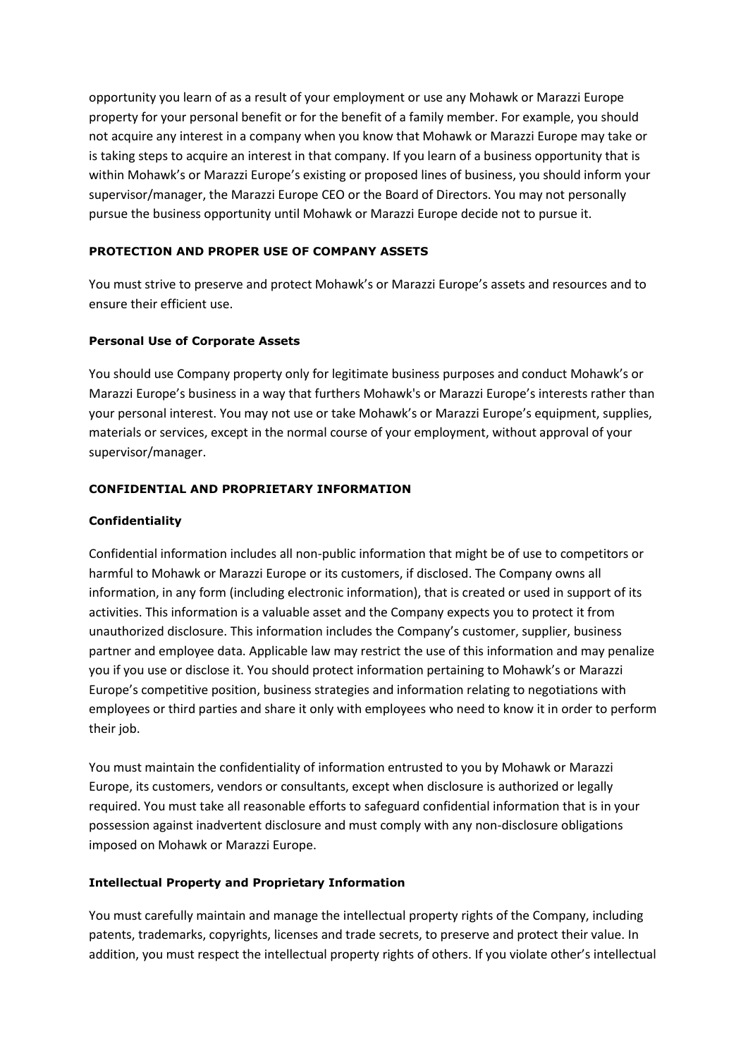opportunity you learn of as a result of your employment or use any Mohawk or Marazzi Europe property for your personal benefit or for the benefit of a family member. For example, you should not acquire any interest in a company when you know that Mohawk or Marazzi Europe may take or is taking steps to acquire an interest in that company. If you learn of a business opportunity that is within Mohawk's or Marazzi Europe's existing or proposed lines of business, you should inform your supervisor/manager, the Marazzi Europe CEO or the Board of Directors. You may not personally pursue the business opportunity until Mohawk or Marazzi Europe decide not to pursue it.

## PROTECTION AND PROPER USE OF COMPANY ASSETS

You must strive to preserve and protect Mohawk's or Marazzi Europe's assets and resources and to ensure their efficient use.

### Personal Use of Corporate Assets

You should use Company property only for legitimate business purposes and conduct Mohawk's or Marazzi Europe's business in a way that furthers Mohawk's or Marazzi Europe's interests rather than your personal interest. You may not use or take Mohawk's or Marazzi Europe's equipment, supplies, materials or services, except in the normal course of your employment, without approval of your supervisor/manager.

## CONFIDENTIAL AND PROPRIETARY INFORMATION

### Confidentiality

Confidential information includes all non-public information that might be of use to competitors or harmful to Mohawk or Marazzi Europe or its customers, if disclosed. The Company owns all information, in any form (including electronic information), that is created or used in support of its activities. This information is a valuable asset and the Company expects you to protect it from unauthorized disclosure. This information includes the Company's customer, supplier, business partner and employee data. Applicable law may restrict the use of this information and may penalize you if you use or disclose it. You should protect information pertaining to Mohawk's or Marazzi Europe's competitive position, business strategies and information relating to negotiations with employees or third parties and share it only with employees who need to know it in order to perform their job.

You must maintain the confidentiality of information entrusted to you by Mohawk or Marazzi Europe, its customers, vendors or consultants, except when disclosure is authorized or legally required. You must take all reasonable efforts to safeguard confidential information that is in your possession against inadvertent disclosure and must comply with any non-disclosure obligations imposed on Mohawk or Marazzi Europe.

### Intellectual Property and Proprietary Information

You must carefully maintain and manage the intellectual property rights of the Company, including patents, trademarks, copyrights, licenses and trade secrets, to preserve and protect their value. In addition, you must respect the intellectual property rights of others. If you violate other's intellectual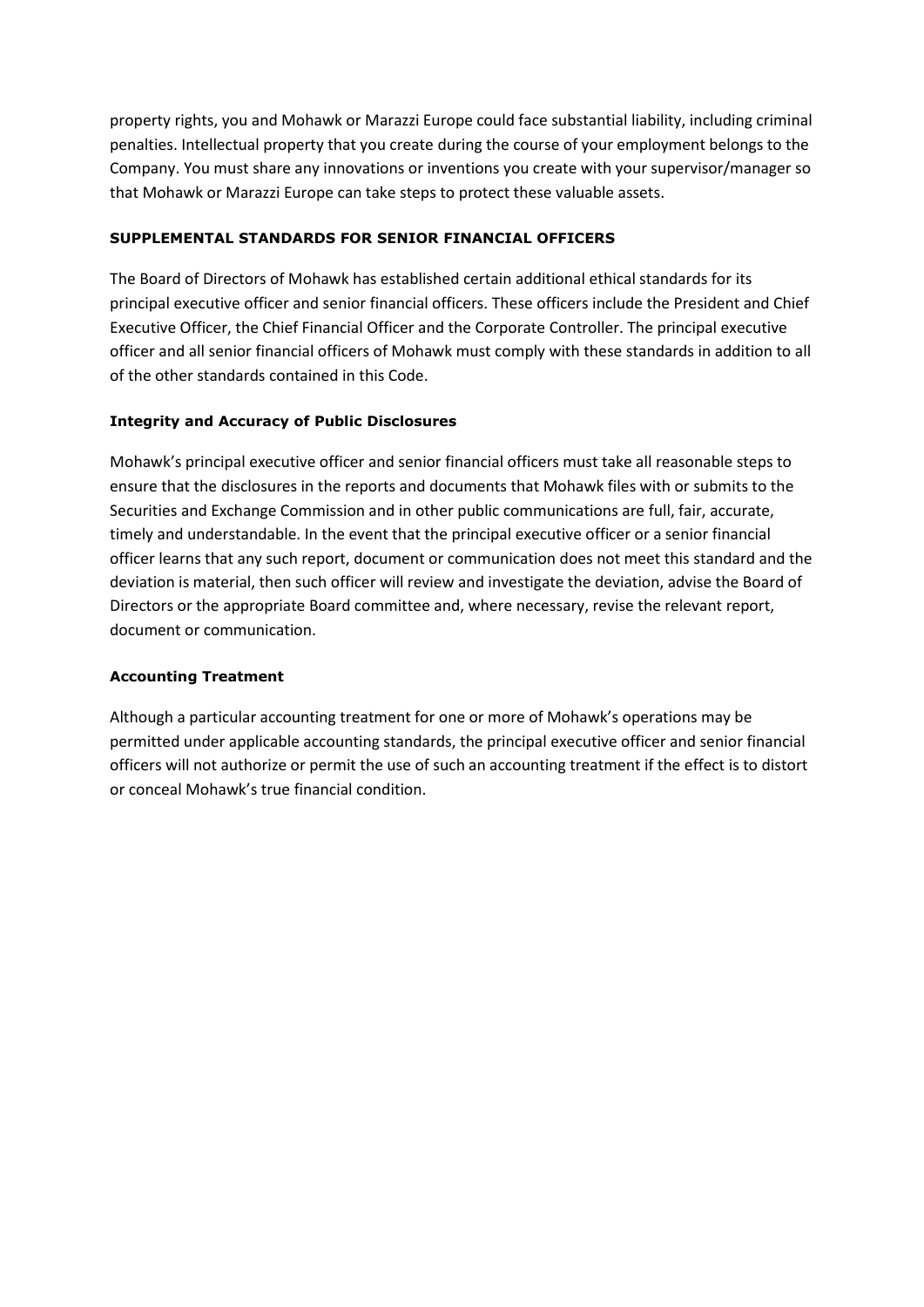property rights, you and Mohawk or Marazzi Europe could face substantial liability, including criminal penalties. Intellectual property that you create during the course of your employment belongs to the Company. You must share any innovations or inventions you create with your supervisor/manager so that Mohawk or Marazzi Europe can take steps to protect these valuable assets.

## SUPPLEMENTAL STANDARDS FOR SENIOR FINANCIAL OFFICERS

The Board of Directors of Mohawk has established certain additional ethical standards for its principal executive officer and senior financial officers. These officers include the President and Chief Executive Officer, the Chief Financial Officer and the Corporate Controller. The principal executive officer and all senior financial officers of Mohawk must comply with these standards in addition to all of the other standards contained in this Code.

### Integrity and Accuracy of Public Disclosures

Mohawk's principal executive officer and senior financial officers must take all reasonable steps to ensure that the disclosures in the reports and documents that Mohawk files with or submits to the Securities and Exchange Commission and in other public communications are full, fair, accurate, timely and understandable. In the event that the principal executive officer or a senior financial officer learns that any such report, document or communication does not meet this standard and the deviation is material, then such officer will review and investigate the deviation, advise the Board of Directors or the appropriate Board committee and, where necessary, revise the relevant report, document or communication.

### Accounting Treatment

Although a particular accounting treatment for one or more of Mohawk's operations may be permitted under applicable accounting standards, the principal executive officer and senior financial officers will not authorize or permit the use of such an accounting treatment if the effect is to distort or conceal Mohawk's true financial condition.